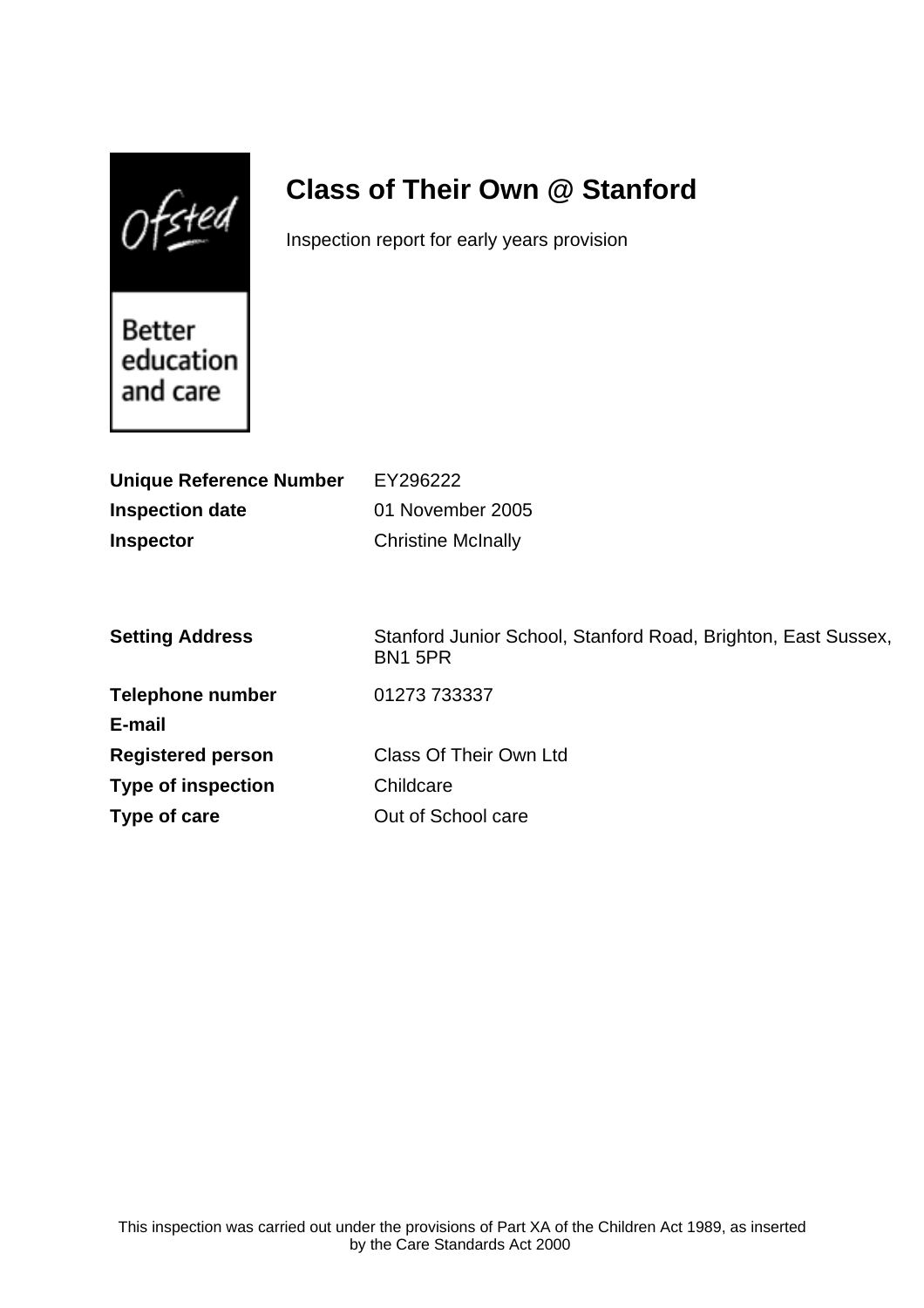# Class of Their Own @ Stanford

Inspection report for early years provision

Better education and care

| | |
|---|---|
| **Unique Reference Number** | EY296222 |
| **Inspection date** | 01 November 2005 |
| **Inspector** | Christine McInally |

| | |
|---|---|
| **Setting Address** | Stanford Junior School, Stanford Road, Brighton, East Sussex, BN1 5PR |
| **Telephone number** | 01273 733337 |
| **E-mail** | |
| **Registered person** | Class Of Their Own Ltd |
| **Type of inspection** | Childcare |
| **Type of care** | Out of School care |

This inspection was carried out under the provisions of Part XA of the Children Act 1989, as inserted by the Care Standards Act 2000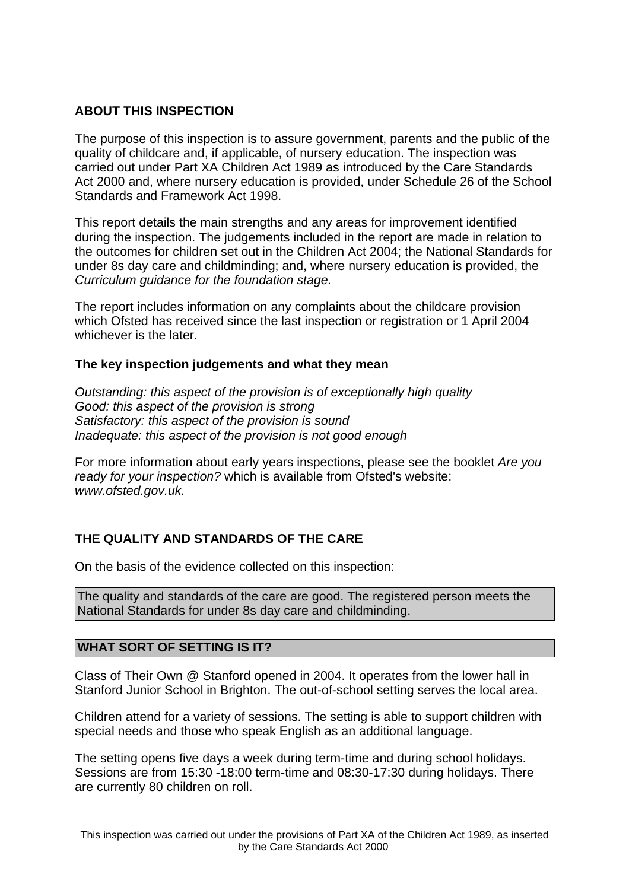## ABOUT THIS INSPECTION

The purpose of this inspection is to assure government, parents and the public of the quality of childcare and, if applicable, of nursery education. The inspection was carried out under Part XA Children Act 1989 as introduced by the Care Standards Act 2000 and, where nursery education is provided, under Schedule 26 of the School Standards and Framework Act 1998.

This report details the main strengths and any areas for improvement identified during the inspection. The judgements included in the report are made in relation to the outcomes for children set out in the Children Act 2004; the National Standards for under 8s day care and childminding; and, where nursery education is provided, the *Curriculum guidance for the foundation stage.*

The report includes information on any complaints about the childcare provision which Ofsted has received since the last inspection or registration or 1 April 2004 whichever is the later.

### The key inspection judgements and what they mean

*Outstanding: this aspect of the provision is of exceptionally high quality*
*Good: this aspect of the provision is strong*
*Satisfactory: this aspect of the provision is sound*
*Inadequate: this aspect of the provision is not good enough*

For more information about early years inspections, please see the booklet *Are you ready for your inspection?* which is available from Ofsted's website: *www.ofsted.gov.uk.*

## THE QUALITY AND STANDARDS OF THE CARE

On the basis of the evidence collected on this inspection:

The quality and standards of the care are good. The registered person meets the National Standards for under 8s day care and childminding.

## WHAT SORT OF SETTING IS IT?

Class of Their Own @ Stanford opened in 2004. It operates from the lower hall in Stanford Junior School in Brighton. The out-of-school setting serves the local area.

Children attend for a variety of sessions. The setting is able to support children with special needs and those who speak English as an additional language.

The setting opens five days a week during term-time and during school holidays. Sessions are from 15:30 -18:00 term-time and 08:30-17:30 during holidays. There are currently 80 children on roll.

This inspection was carried out under the provisions of Part XA of the Children Act 1989, as inserted by the Care Standards Act 2000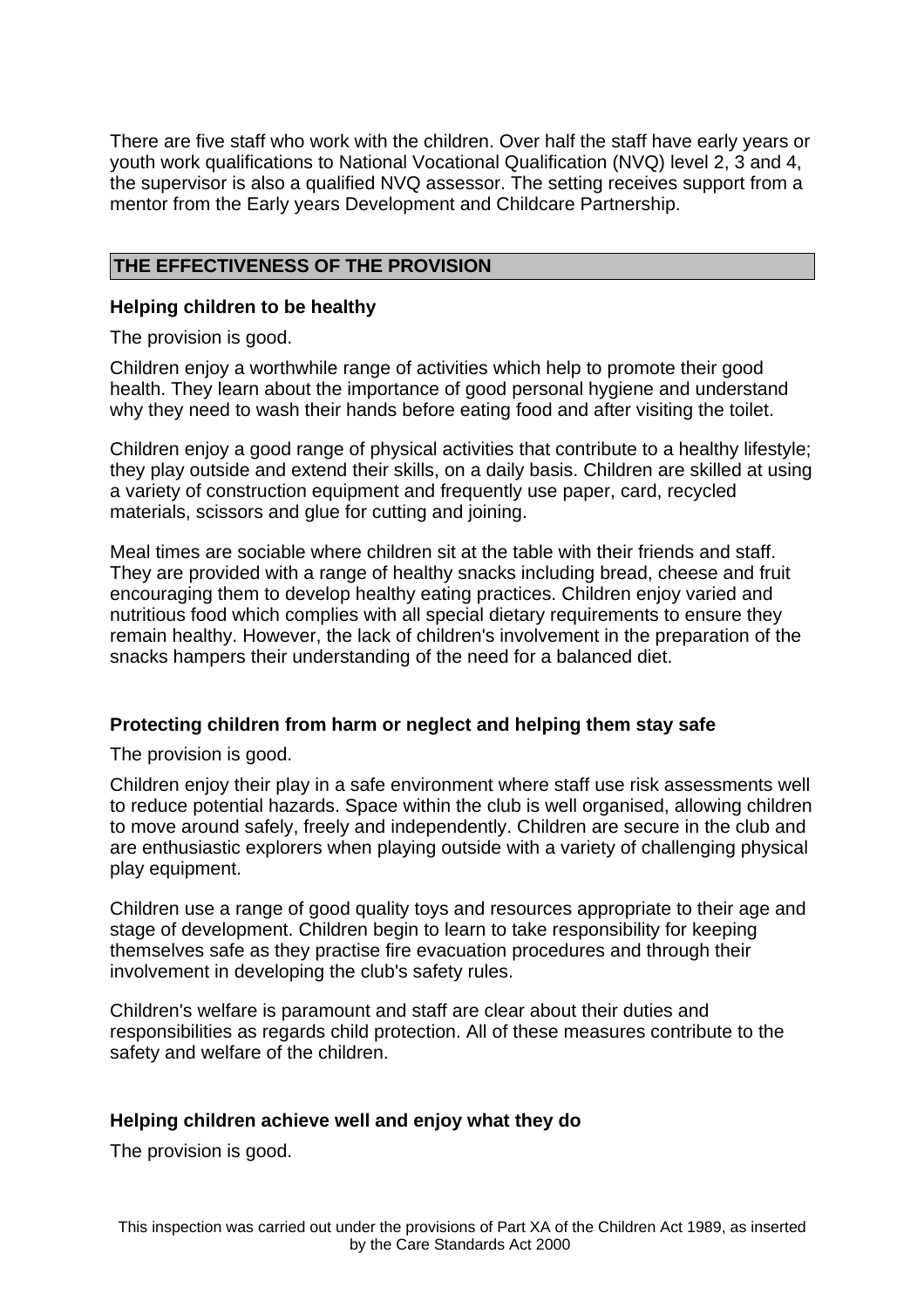There are five staff who work with the children. Over half the staff have early years or youth work qualifications to National Vocational Qualification (NVQ) level 2, 3 and 4, the supervisor is also a qualified NVQ assessor. The setting receives support from a mentor from the Early years Development and Childcare Partnership.

## THE EFFECTIVENESS OF THE PROVISION

### Helping children to be healthy

The provision is good.

Children enjoy a worthwhile range of activities which help to promote their good health. They learn about the importance of good personal hygiene and understand why they need to wash their hands before eating food and after visiting the toilet.

Children enjoy a good range of physical activities that contribute to a healthy lifestyle; they play outside and extend their skills, on a daily basis. Children are skilled at using a variety of construction equipment and frequently use paper, card, recycled materials, scissors and glue for cutting and joining.

Meal times are sociable where children sit at the table with their friends and staff. They are provided with a range of healthy snacks including bread, cheese and fruit encouraging them to develop healthy eating practices. Children enjoy varied and nutritious food which complies with all special dietary requirements to ensure they remain healthy. However, the lack of children's involvement in the preparation of the snacks hampers their understanding of the need for a balanced diet.

### Protecting children from harm or neglect and helping them stay safe

The provision is good.

Children enjoy their play in a safe environment where staff use risk assessments well to reduce potential hazards. Space within the club is well organised, allowing children to move around safely, freely and independently. Children are secure in the club and are enthusiastic explorers when playing outside with a variety of challenging physical play equipment.

Children use a range of good quality toys and resources appropriate to their age and stage of development. Children begin to learn to take responsibility for keeping themselves safe as they practise fire evacuation procedures and through their involvement in developing the club's safety rules.

Children's welfare is paramount and staff are clear about their duties and responsibilities as regards child protection. All of these measures contribute to the safety and welfare of the children.

### Helping children achieve well and enjoy what they do

The provision is good.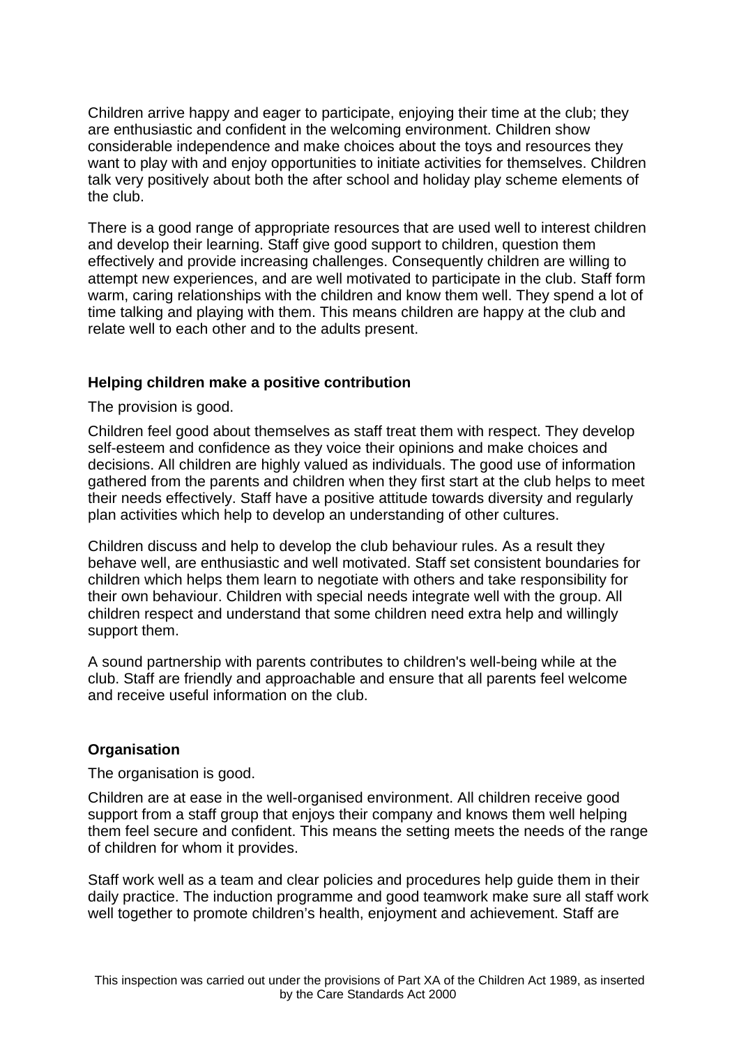Children arrive happy and eager to participate, enjoying their time at the club; they are enthusiastic and confident in the welcoming environment. Children show considerable independence and make choices about the toys and resources they want to play with and enjoy opportunities to initiate activities for themselves. Children talk very positively about both the after school and holiday play scheme elements of the club.

There is a good range of appropriate resources that are used well to interest children and develop their learning. Staff give good support to children, question them effectively and provide increasing challenges. Consequently children are willing to attempt new experiences, and are well motivated to participate in the club. Staff form warm, caring relationships with the children and know them well. They spend a lot of time talking and playing with them. This means children are happy at the club and relate well to each other and to the adults present.

### Helping children make a positive contribution

The provision is good.

Children feel good about themselves as staff treat them with respect. They develop self-esteem and confidence as they voice their opinions and make choices and decisions. All children are highly valued as individuals. The good use of information gathered from the parents and children when they first start at the club helps to meet their needs effectively. Staff have a positive attitude towards diversity and regularly plan activities which help to develop an understanding of other cultures.

Children discuss and help to develop the club behaviour rules. As a result they behave well, are enthusiastic and well motivated. Staff set consistent boundaries for children which helps them learn to negotiate with others and take responsibility for their own behaviour. Children with special needs integrate well with the group. All children respect and understand that some children need extra help and willingly support them.

A sound partnership with parents contributes to children's well-being while at the club. Staff are friendly and approachable and ensure that all parents feel welcome and receive useful information on the club.

### Organisation

The organisation is good.

Children are at ease in the well-organised environment. All children receive good support from a staff group that enjoys their company and knows them well helping them feel secure and confident. This means the setting meets the needs of the range of children for whom it provides.

Staff work well as a team and clear policies and procedures help guide them in their daily practice. The induction programme and good teamwork make sure all staff work well together to promote children's health, enjoyment and achievement. Staff are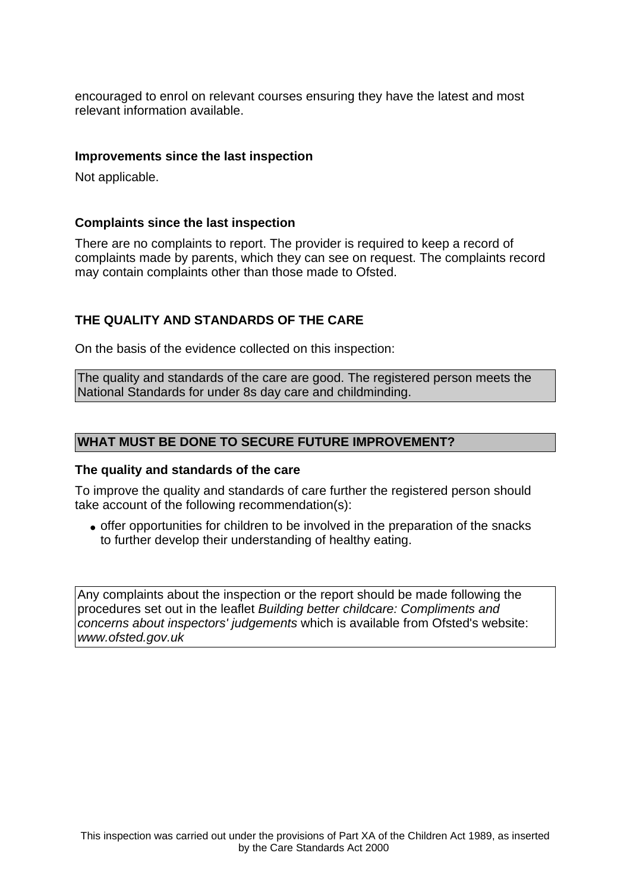encouraged to enrol on relevant courses ensuring they have the latest and most relevant information available.

### Improvements since the last inspection

Not applicable.

### Complaints since the last inspection

There are no complaints to report. The provider is required to keep a record of complaints made by parents, which they can see on request. The complaints record may contain complaints other than those made to Ofsted.

## THE QUALITY AND STANDARDS OF THE CARE

On the basis of the evidence collected on this inspection:

The quality and standards of the care are good. The registered person meets the National Standards for under 8s day care and childminding.

## WHAT MUST BE DONE TO SECURE FUTURE IMPROVEMENT?

### The quality and standards of the care

To improve the quality and standards of care further the registered person should take account of the following recommendation(s):

- offer opportunities for children to be involved in the preparation of the snacks to further develop their understanding of healthy eating.

Any complaints about the inspection or the report should be made following the procedures set out in the leaflet *Building better childcare: Compliments and concerns about inspectors' judgements* which is available from Ofsted's website: *www.ofsted.gov.uk*

This inspection was carried out under the provisions of Part XA of the Children Act 1989, as inserted by the Care Standards Act 2000